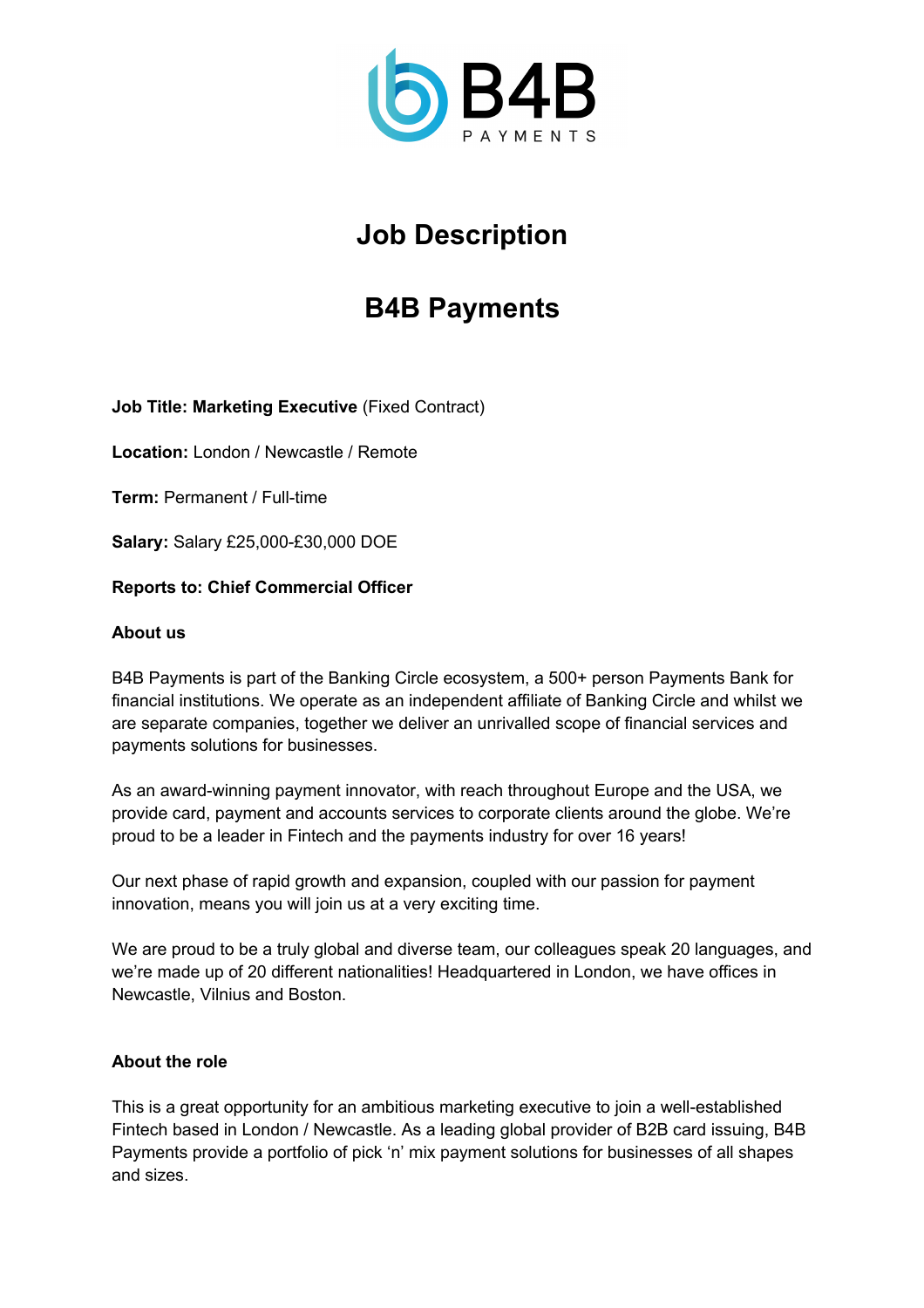# Job Description

# B4B Payments

**Job Title: Marketing Executive** (Fixed Contract)

**Location:** London / Newcastle / Remote

**Term:** Permanent / Full-time

**Salary:** Salary £25,000-£30,000 DOE

**Reports to: Chief Commercial Officer**

**About us**

B4B Payments is part of the Banking Circle ecosystem, a 500+ person Payments Bank for financial institutions. We operate as an independent affiliate of Banking Circle and whilst we are separate companies, together we deliver an unrivalled scope of financial services and payments solutions for businesses.

As an award-winning payment innovator, with reach throughout Europe and the USA, we provide card, payment and accounts services to corporate clients around the globe. We're proud to be a leader in Fintech and the payments industry for over 16 years!

Our next phase of rapid growth and expansion, coupled with our passion for payment innovation, means you will join us at a very exciting time.

We are proud to be a truly global and diverse team, our colleagues speak 20 languages, and we're made up of 20 different nationalities! Headquartered in London, we have offices in Newcastle, Vilnius and Boston.

**About the role**

This is a great opportunity for an ambitious marketing executive to join a well-established Fintech based in London / Newcastle. As a leading global provider of B2B card issuing, B4B Payments provide a portfolio of pick 'n' mix payment solutions for businesses of all shapes and sizes.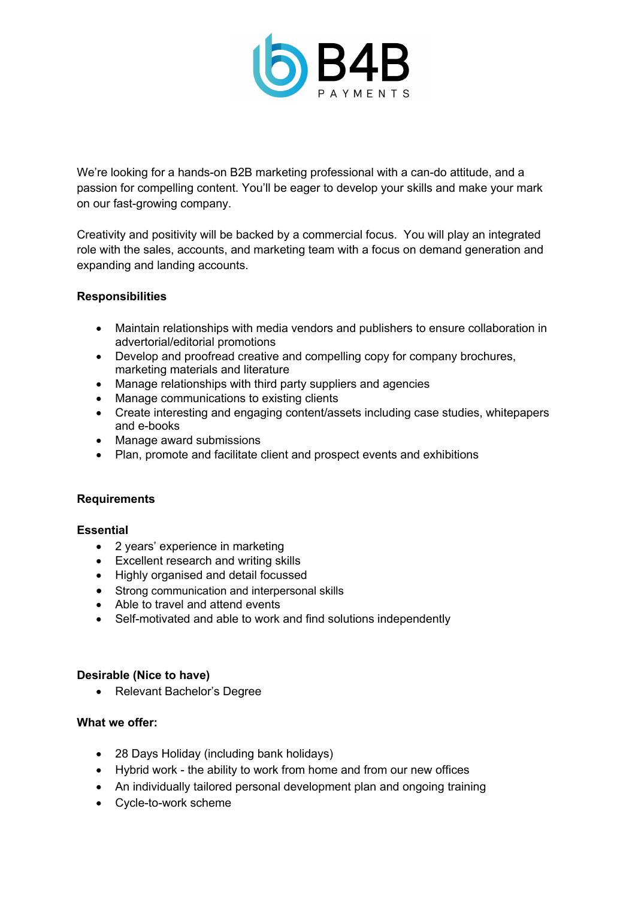We're looking for a hands-on B2B marketing professional with a can-do attitude, and a passion for compelling content. You'll be eager to develop your skills and make your mark on our fast-growing company.

Creativity and positivity will be backed by a commercial focus.  You will play an integrated role with the sales, accounts, and marketing team with a focus on demand generation and expanding and landing accounts.

**Responsibilities**

- Maintain relationships with media vendors and publishers to ensure collaboration in advertorial/editorial promotions
- Develop and proofread creative and compelling copy for company brochures, marketing materials and literature
- Manage relationships with third party suppliers and agencies
- Manage communications to existing clients
- Create interesting and engaging content/assets including case studies, whitepapers and e-books
- Manage award submissions
- Plan, promote and facilitate client and prospect events and exhibitions

**Requirements**

**Essential**

- 2 years' experience in marketing
- Excellent research and writing skills
- Highly organised and detail focussed
- Strong communication and interpersonal skills
- Able to travel and attend events
- Self-motivated and able to work and find solutions independently

**Desirable (Nice to have)**

- Relevant Bachelor's Degree

**What we offer:**

- 28 Days Holiday (including bank holidays)
- Hybrid work - the ability to work from home and from our new offices
- An individually tailored personal development plan and ongoing training
- Cycle-to-work scheme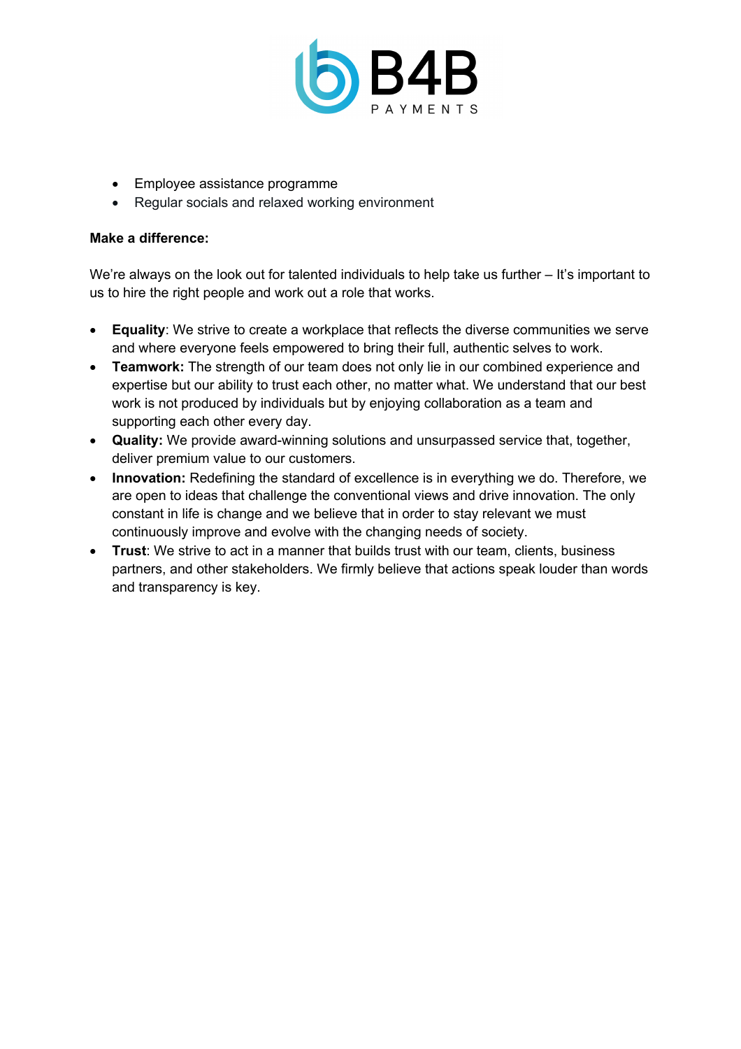- Employee assistance programme
- Regular socials and relaxed working environment

**Make a difference:**

We're always on the look out for talented individuals to help take us further – It's important to us to hire the right people and work out a role that works.

- **Equality**: We strive to create a workplace that reflects the diverse communities we serve and where everyone feels empowered to bring their full, authentic selves to work.
- **Teamwork:** The strength of our team does not only lie in our combined experience and expertise but our ability to trust each other, no matter what. We understand that our best work is not produced by individuals but by enjoying collaboration as a team and supporting each other every day.
- **Quality:** We provide award-winning solutions and unsurpassed service that, together, deliver premium value to our customers.
- **Innovation:** Redefining the standard of excellence is in everything we do. Therefore, we are open to ideas that challenge the conventional views and drive innovation. The only constant in life is change and we believe that in order to stay relevant we must continuously improve and evolve with the changing needs of society.
- **Trust**: We strive to act in a manner that builds trust with our team, clients, business partners, and other stakeholders. We firmly believe that actions speak louder than words and transparency is key.